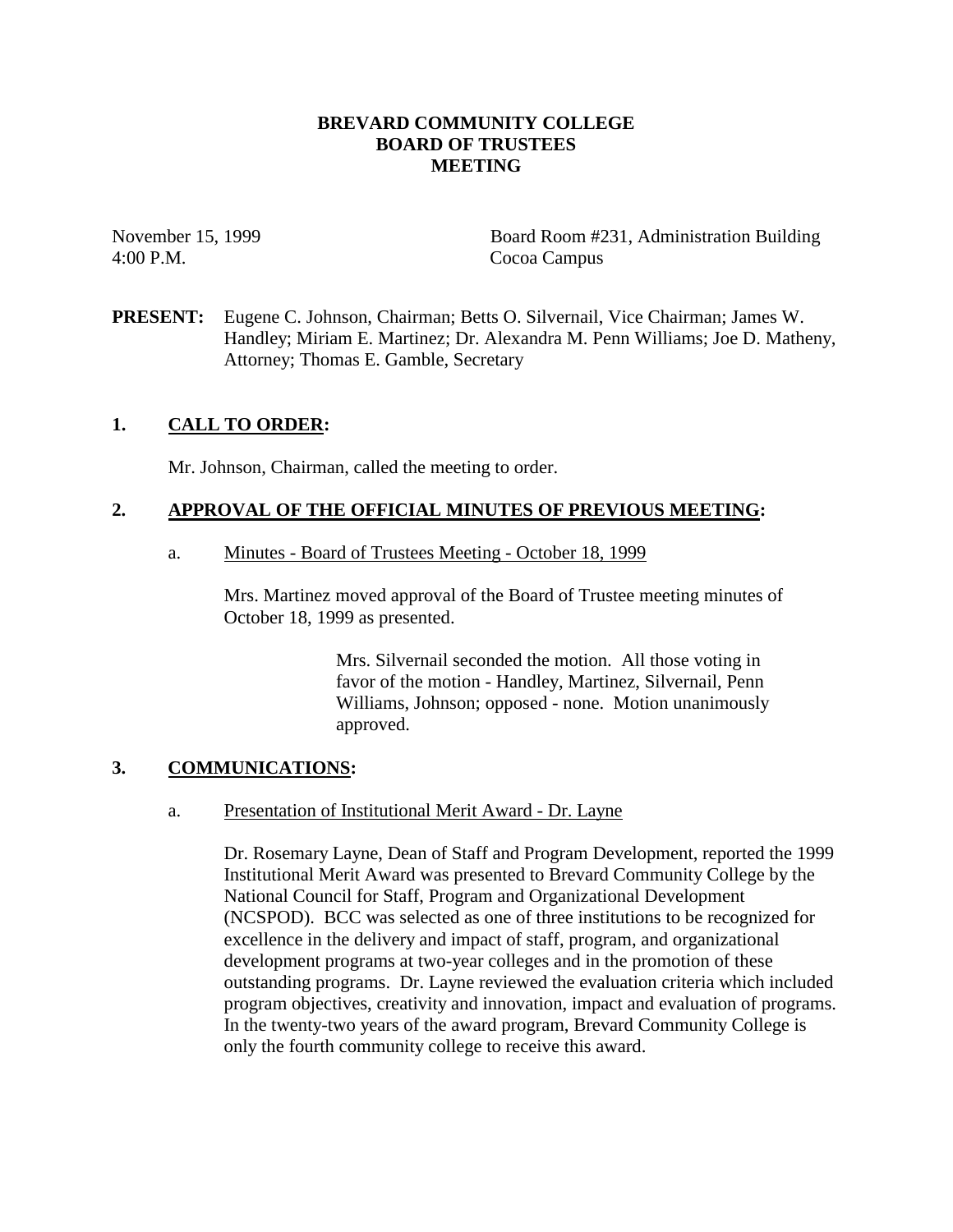# BREVARD COMMUNITY COLLEGE
## BOARD OF TRUSTEES
## MEETING

November 15, 1999
4:00 P.M.

Board Room #231, Administration Building
Cocoa Campus

**PRESENT:** Eugene C. Johnson, Chairman; Betts O. Silvernail, Vice Chairman; James W. Handley; Miriam E. Martinez; Dr. Alexandra M. Penn Williams; Joe D. Matheny, Attorney; Thomas E. Gamble, Secretary

### 1. CALL TO ORDER:

Mr. Johnson, Chairman, called the meeting to order.

### 2. APPROVAL OF THE OFFICIAL MINUTES OF PREVIOUS MEETING:

a. Minutes - Board of Trustees Meeting - October 18, 1999

Mrs. Martinez moved approval of the Board of Trustee meeting minutes of October 18, 1999 as presented.

> Mrs. Silvernail seconded the motion. All those voting in favor of the motion - Handley, Martinez, Silvernail, Penn Williams, Johnson; opposed - none. Motion unanimously approved.

### 3. COMMUNICATIONS:

a. Presentation of Institutional Merit Award - Dr. Layne

Dr. Rosemary Layne, Dean of Staff and Program Development, reported the 1999 Institutional Merit Award was presented to Brevard Community College by the National Council for Staff, Program and Organizational Development (NCSPOD). BCC was selected as one of three institutions to be recognized for excellence in the delivery and impact of staff, program, and organizational development programs at two-year colleges and in the promotion of these outstanding programs. Dr. Layne reviewed the evaluation criteria which included program objectives, creativity and innovation, impact and evaluation of programs. In the twenty-two years of the award program, Brevard Community College is only the fourth community college to receive this award.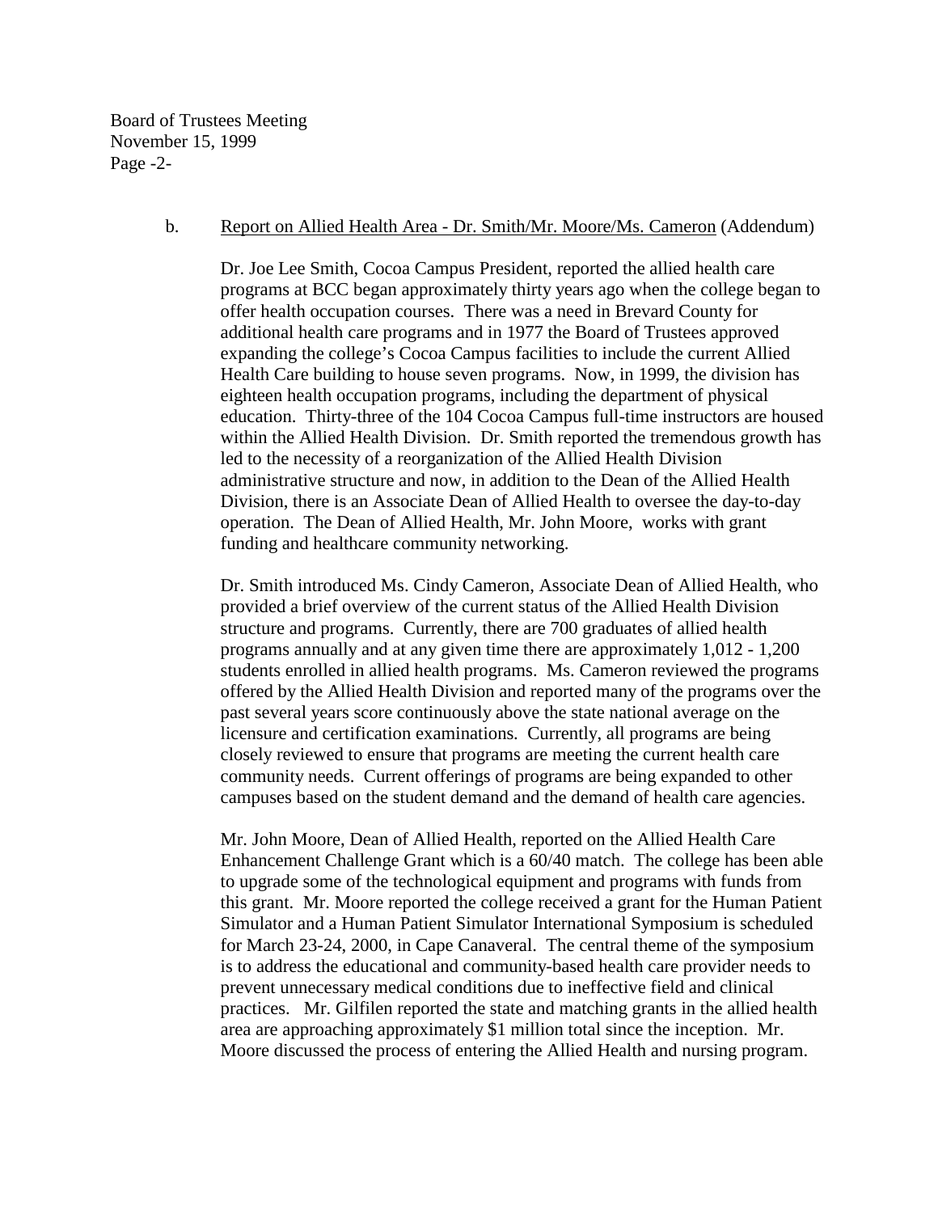b. <u>Report on Allied Health Area - Dr. Smith/Mr. Moore/Ms. Cameron</u> (Addendum)

Dr. Joe Lee Smith, Cocoa Campus President, reported the allied health care programs at BCC began approximately thirty years ago when the college began to offer health occupation courses. There was a need in Brevard County for additional health care programs and in 1977 the Board of Trustees approved expanding the college's Cocoa Campus facilities to include the current Allied Health Care building to house seven programs. Now, in 1999, the division has eighteen health occupation programs, including the department of physical education. Thirty-three of the 104 Cocoa Campus full-time instructors are housed within the Allied Health Division. Dr. Smith reported the tremendous growth has led to the necessity of a reorganization of the Allied Health Division administrative structure and now, in addition to the Dean of the Allied Health Division, there is an Associate Dean of Allied Health to oversee the day-to-day operation. The Dean of Allied Health, Mr. John Moore, works with grant funding and healthcare community networking.

Dr. Smith introduced Ms. Cindy Cameron, Associate Dean of Allied Health, who provided a brief overview of the current status of the Allied Health Division structure and programs. Currently, there are 700 graduates of allied health programs annually and at any given time there are approximately 1,012 - 1,200 students enrolled in allied health programs. Ms. Cameron reviewed the programs offered by the Allied Health Division and reported many of the programs over the past several years score continuously above the state national average on the licensure and certification examinations. Currently, all programs are being closely reviewed to ensure that programs are meeting the current health care community needs. Current offerings of programs are being expanded to other campuses based on the student demand and the demand of health care agencies.

Mr. John Moore, Dean of Allied Health, reported on the Allied Health Care Enhancement Challenge Grant which is a 60/40 match. The college has been able to upgrade some of the technological equipment and programs with funds from this grant. Mr. Moore reported the college received a grant for the Human Patient Simulator and a Human Patient Simulator International Symposium is scheduled for March 23-24, 2000, in Cape Canaveral. The central theme of the symposium is to address the educational and community-based health care provider needs to prevent unnecessary medical conditions due to ineffective field and clinical practices. Mr. Gilfilen reported the state and matching grants in the allied health area are approaching approximately $1 million total since the inception. Mr. Moore discussed the process of entering the Allied Health and nursing program.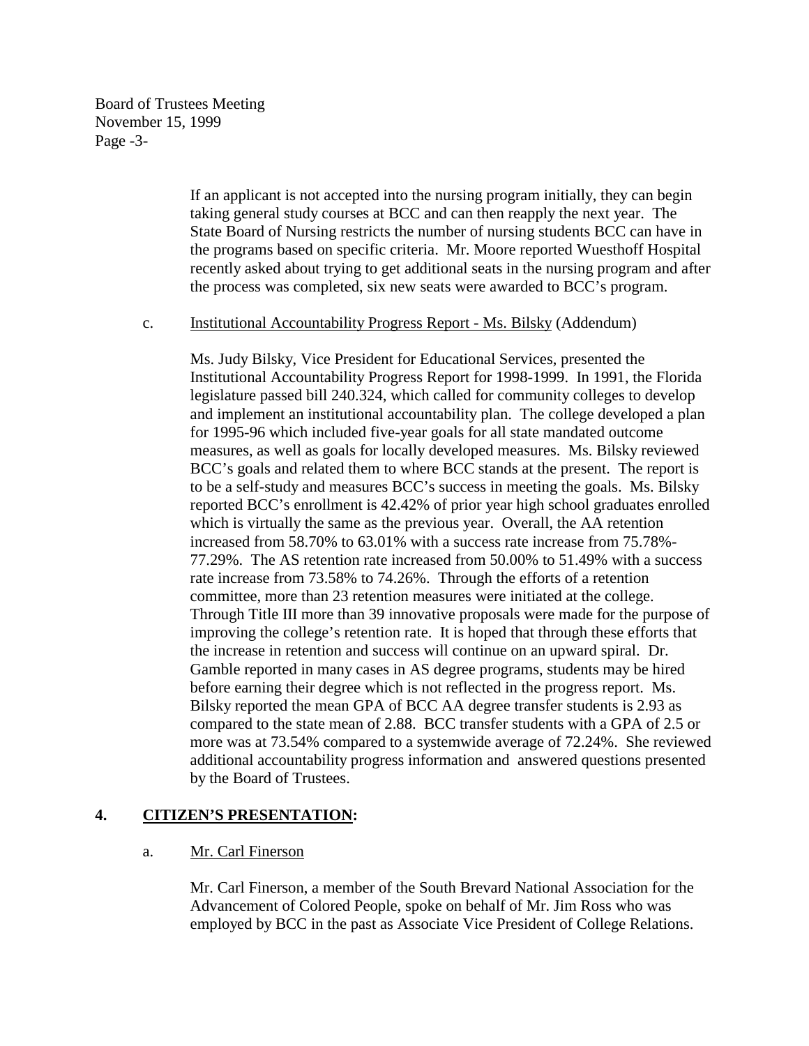If an applicant is not accepted into the nursing program initially, they can begin taking general study courses at BCC and can then reapply the next year. The State Board of Nursing restricts the number of nursing students BCC can have in the programs based on specific criteria. Mr. Moore reported Wuesthoff Hospital recently asked about trying to get additional seats in the nursing program and after the process was completed, six new seats were awarded to BCC's program.

c. Institutional Accountability Progress Report - Ms. Bilsky (Addendum)

Ms. Judy Bilsky, Vice President for Educational Services, presented the Institutional Accountability Progress Report for 1998-1999. In 1991, the Florida legislature passed bill 240.324, which called for community colleges to develop and implement an institutional accountability plan. The college developed a plan for 1995-96 which included five-year goals for all state mandated outcome measures, as well as goals for locally developed measures. Ms. Bilsky reviewed BCC's goals and related them to where BCC stands at the present. The report is to be a self-study and measures BCC's success in meeting the goals. Ms. Bilsky reported BCC's enrollment is 42.42% of prior year high school graduates enrolled which is virtually the same as the previous year. Overall, the AA retention increased from 58.70% to 63.01% with a success rate increase from 75.78%-77.29%. The AS retention rate increased from 50.00% to 51.49% with a success rate increase from 73.58% to 74.26%. Through the efforts of a retention committee, more than 23 retention measures were initiated at the college. Through Title III more than 39 innovative proposals were made for the purpose of improving the college's retention rate. It is hoped that through these efforts that the increase in retention and success will continue on an upward spiral. Dr. Gamble reported in many cases in AS degree programs, students may be hired before earning their degree which is not reflected in the progress report. Ms. Bilsky reported the mean GPA of BCC AA degree transfer students is 2.93 as compared to the state mean of 2.88. BCC transfer students with a GPA of 2.5 or more was at 73.54% compared to a systemwide average of 72.24%. She reviewed additional accountability progress information and answered questions presented by the Board of Trustees.

## 4. CITIZEN'S PRESENTATION:

a. Mr. Carl Finerson

Mr. Carl Finerson, a member of the South Brevard National Association for the Advancement of Colored People, spoke on behalf of Mr. Jim Ross who was employed by BCC in the past as Associate Vice President of College Relations.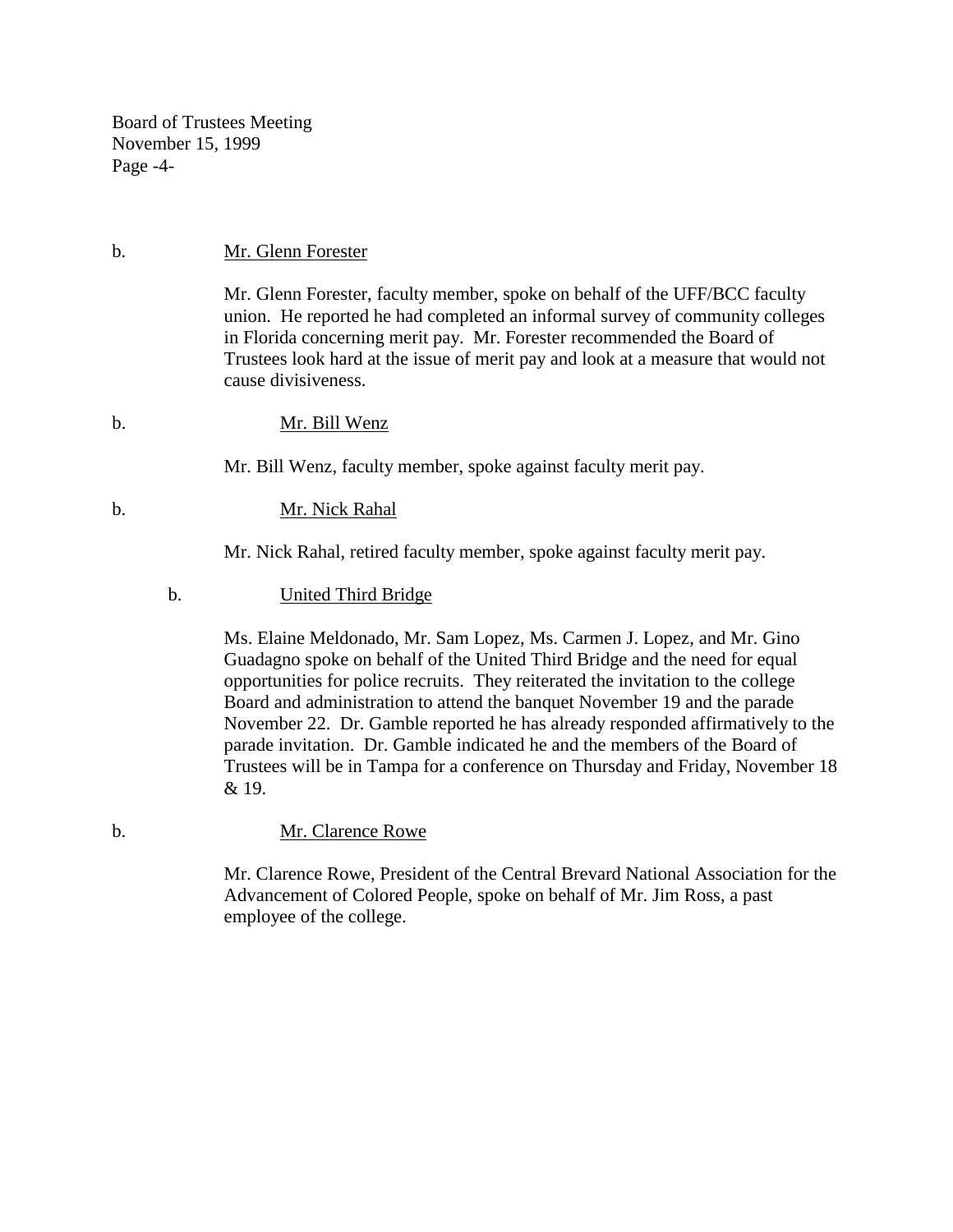b. Mr. Glenn Forester

Mr. Glenn Forester, faculty member, spoke on behalf of the UFF/BCC faculty union. He reported he had completed an informal survey of community colleges in Florida concerning merit pay. Mr. Forester recommended the Board of Trustees look hard at the issue of merit pay and look at a measure that would not cause divisiveness.

b. Mr. Bill Wenz

Mr. Bill Wenz, faculty member, spoke against faculty merit pay.

b. Mr. Nick Rahal

Mr. Nick Rahal, retired faculty member, spoke against faculty merit pay.

b. United Third Bridge

Ms. Elaine Meldonado, Mr. Sam Lopez, Ms. Carmen J. Lopez, and Mr. Gino Guadagno spoke on behalf of the United Third Bridge and the need for equal opportunities for police recruits. They reiterated the invitation to the college Board and administration to attend the banquet November 19 and the parade November 22. Dr. Gamble reported he has already responded affirmatively to the parade invitation. Dr. Gamble indicated he and the members of the Board of Trustees will be in Tampa for a conference on Thursday and Friday, November 18 & 19.

b. Mr. Clarence Rowe

Mr. Clarence Rowe, President of the Central Brevard National Association for the Advancement of Colored People, spoke on behalf of Mr. Jim Ross, a past employee of the college.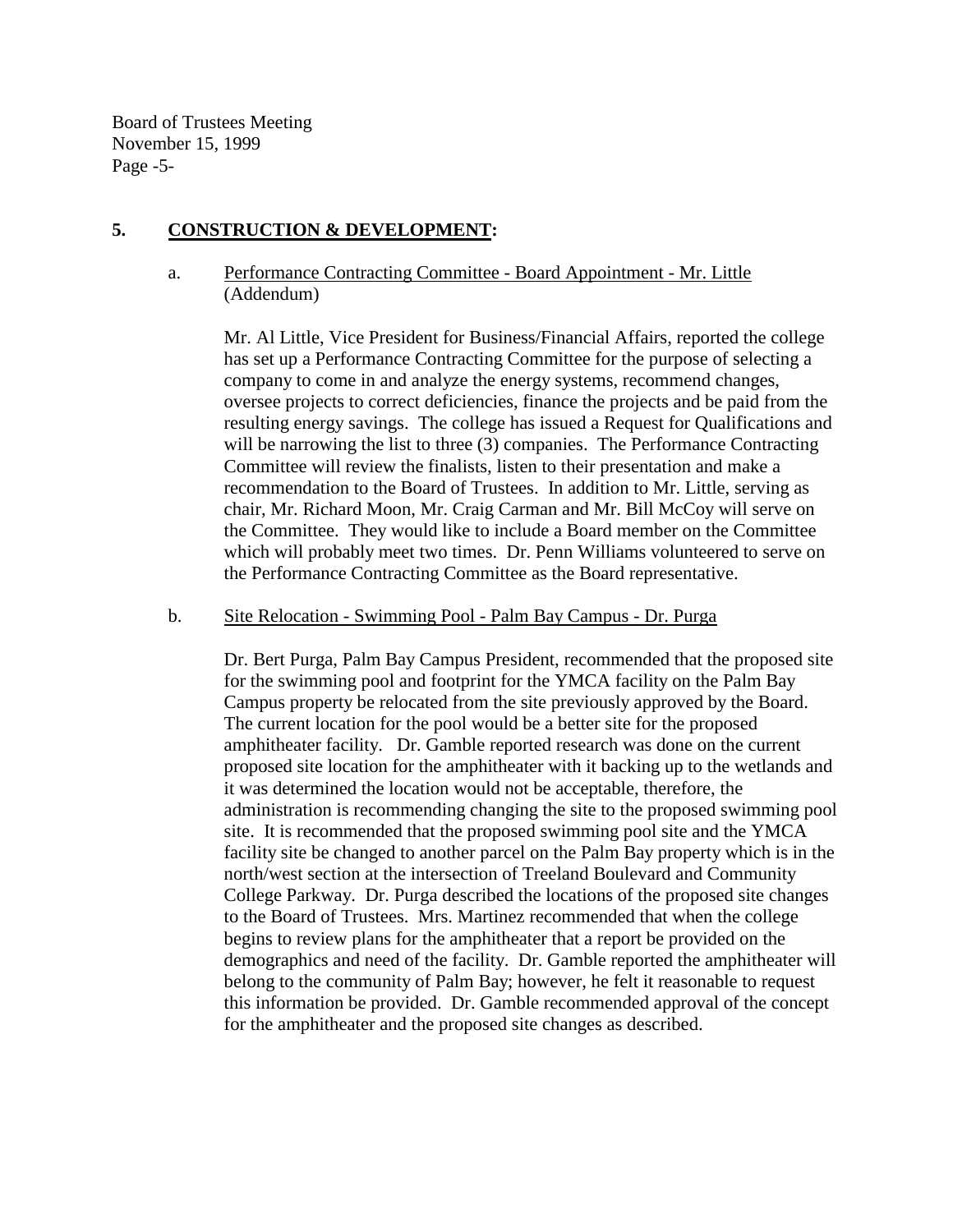## 5. CONSTRUCTION & DEVELOPMENT:

a. Performance Contracting Committee - Board Appointment - Mr. Little (Addendum)

Mr. Al Little, Vice President for Business/Financial Affairs, reported the college has set up a Performance Contracting Committee for the purpose of selecting a company to come in and analyze the energy systems, recommend changes, oversee projects to correct deficiencies, finance the projects and be paid from the resulting energy savings. The college has issued a Request for Qualifications and will be narrowing the list to three (3) companies. The Performance Contracting Committee will review the finalists, listen to their presentation and make a recommendation to the Board of Trustees. In addition to Mr. Little, serving as chair, Mr. Richard Moon, Mr. Craig Carman and Mr. Bill McCoy will serve on the Committee. They would like to include a Board member on the Committee which will probably meet two times. Dr. Penn Williams volunteered to serve on the Performance Contracting Committee as the Board representative.

b. Site Relocation - Swimming Pool - Palm Bay Campus - Dr. Purga

Dr. Bert Purga, Palm Bay Campus President, recommended that the proposed site for the swimming pool and footprint for the YMCA facility on the Palm Bay Campus property be relocated from the site previously approved by the Board. The current location for the pool would be a better site for the proposed amphitheater facility. Dr. Gamble reported research was done on the current proposed site location for the amphitheater with it backing up to the wetlands and it was determined the location would not be acceptable, therefore, the administration is recommending changing the site to the proposed swimming pool site. It is recommended that the proposed swimming pool site and the YMCA facility site be changed to another parcel on the Palm Bay property which is in the north/west section at the intersection of Treeland Boulevard and Community College Parkway. Dr. Purga described the locations of the proposed site changes to the Board of Trustees. Mrs. Martinez recommended that when the college begins to review plans for the amphitheater that a report be provided on the demographics and need of the facility. Dr. Gamble reported the amphitheater will belong to the community of Palm Bay; however, he felt it reasonable to request this information be provided. Dr. Gamble recommended approval of the concept for the amphitheater and the proposed site changes as described.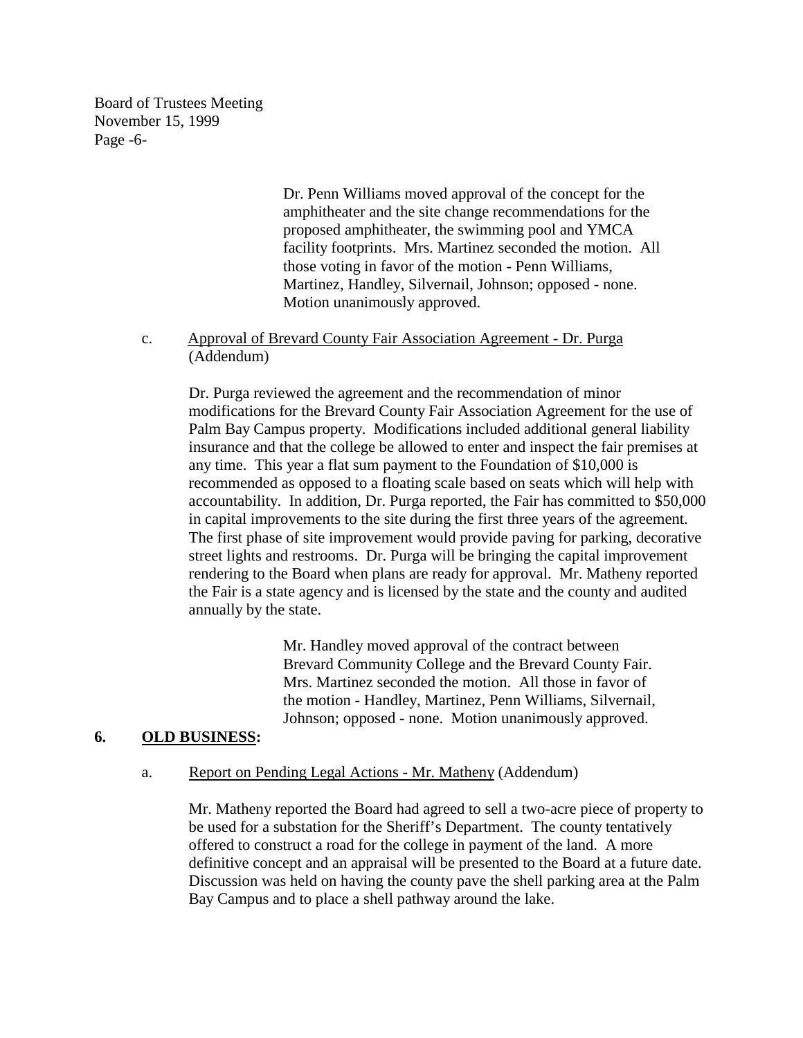Dr. Penn Williams moved approval of the concept for the amphitheater and the site change recommendations for the proposed amphitheater, the swimming pool and YMCA facility footprints. Mrs. Martinez seconded the motion. All those voting in favor of the motion - Penn Williams, Martinez, Handley, Silvernail, Johnson; opposed - none. Motion unanimously approved.

c. Approval of Brevard County Fair Association Agreement - Dr. Purga (Addendum)

Dr. Purga reviewed the agreement and the recommendation of minor modifications for the Brevard County Fair Association Agreement for the use of Palm Bay Campus property. Modifications included additional general liability insurance and that the college be allowed to enter and inspect the fair premises at any time. This year a flat sum payment to the Foundation of $10,000 is recommended as opposed to a floating scale based on seats which will help with accountability. In addition, Dr. Purga reported, the Fair has committed to $50,000 in capital improvements to the site during the first three years of the agreement. The first phase of site improvement would provide paving for parking, decorative street lights and restrooms. Dr. Purga will be bringing the capital improvement rendering to the Board when plans are ready for approval. Mr. Matheny reported the Fair is a state agency and is licensed by the state and the county and audited annually by the state.

Mr. Handley moved approval of the contract between Brevard Community College and the Brevard County Fair. Mrs. Martinez seconded the motion. All those in favor of the motion - Handley, Martinez, Penn Williams, Silvernail, Johnson; opposed - none. Motion unanimously approved.

## 6. OLD BUSINESS:

a. Report on Pending Legal Actions - Mr. Matheny (Addendum)

Mr. Matheny reported the Board had agreed to sell a two-acre piece of property to be used for a substation for the Sheriff's Department. The county tentatively offered to construct a road for the college in payment of the land. A more definitive concept and an appraisal will be presented to the Board at a future date. Discussion was held on having the county pave the shell parking area at the Palm Bay Campus and to place a shell pathway around the lake.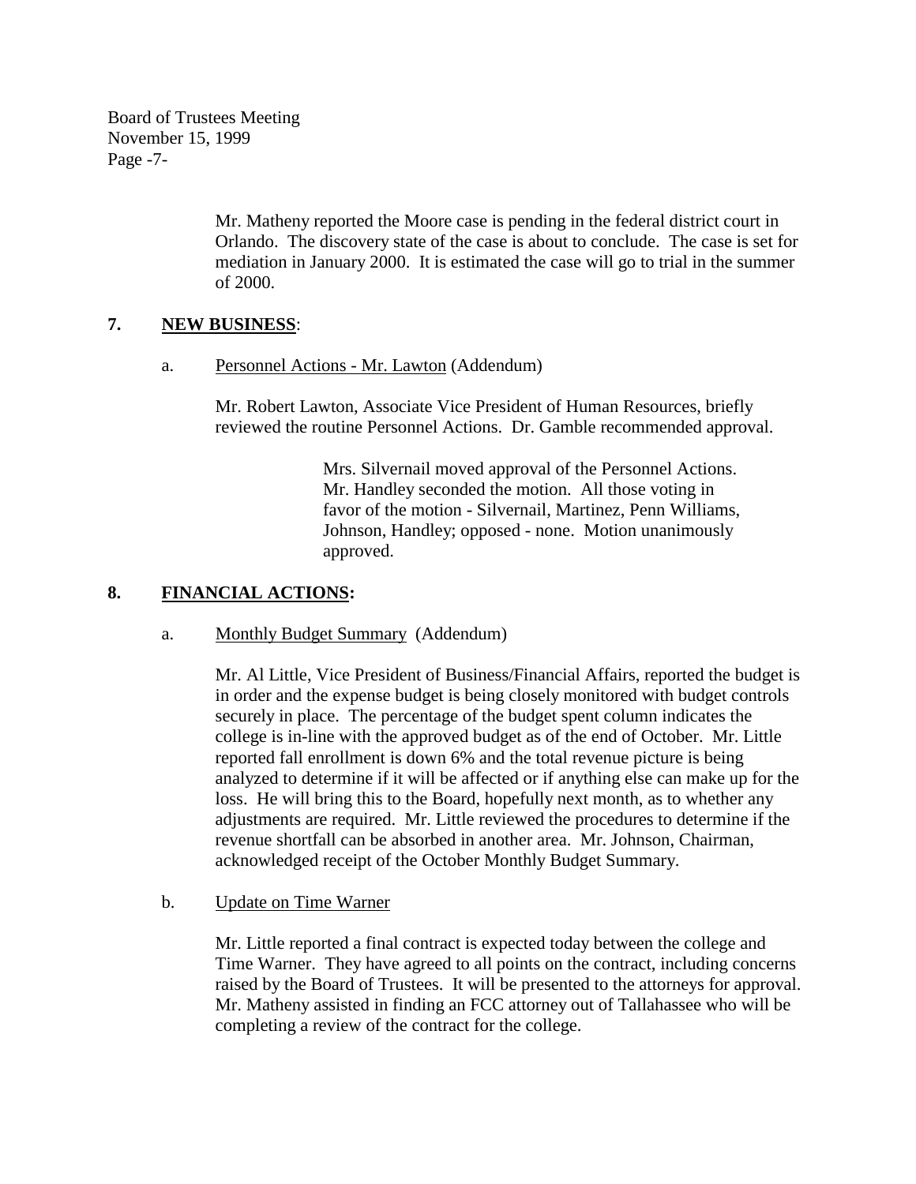Mr. Matheny reported the Moore case is pending in the federal district court in Orlando. The discovery state of the case is about to conclude. The case is set for mediation in January 2000. It is estimated the case will go to trial in the summer of 2000.

**7. NEW BUSINESS:**

a. Personnel Actions - Mr. Lawton (Addendum)

Mr. Robert Lawton, Associate Vice President of Human Resources, briefly reviewed the routine Personnel Actions. Dr. Gamble recommended approval.

> Mrs. Silvernail moved approval of the Personnel Actions. Mr. Handley seconded the motion. All those voting in favor of the motion - Silvernail, Martinez, Penn Williams, Johnson, Handley; opposed - none. Motion unanimously approved.

**8. FINANCIAL ACTIONS:**

a. Monthly Budget Summary (Addendum)

Mr. Al Little, Vice President of Business/Financial Affairs, reported the budget is in order and the expense budget is being closely monitored with budget controls securely in place. The percentage of the budget spent column indicates the college is in-line with the approved budget as of the end of October. Mr. Little reported fall enrollment is down 6% and the total revenue picture is being analyzed to determine if it will be affected or if anything else can make up for the loss. He will bring this to the Board, hopefully next month, as to whether any adjustments are required. Mr. Little reviewed the procedures to determine if the revenue shortfall can be absorbed in another area. Mr. Johnson, Chairman, acknowledged receipt of the October Monthly Budget Summary.

b. Update on Time Warner

Mr. Little reported a final contract is expected today between the college and Time Warner. They have agreed to all points on the contract, including concerns raised by the Board of Trustees. It will be presented to the attorneys for approval. Mr. Matheny assisted in finding an FCC attorney out of Tallahassee who will be completing a review of the contract for the college.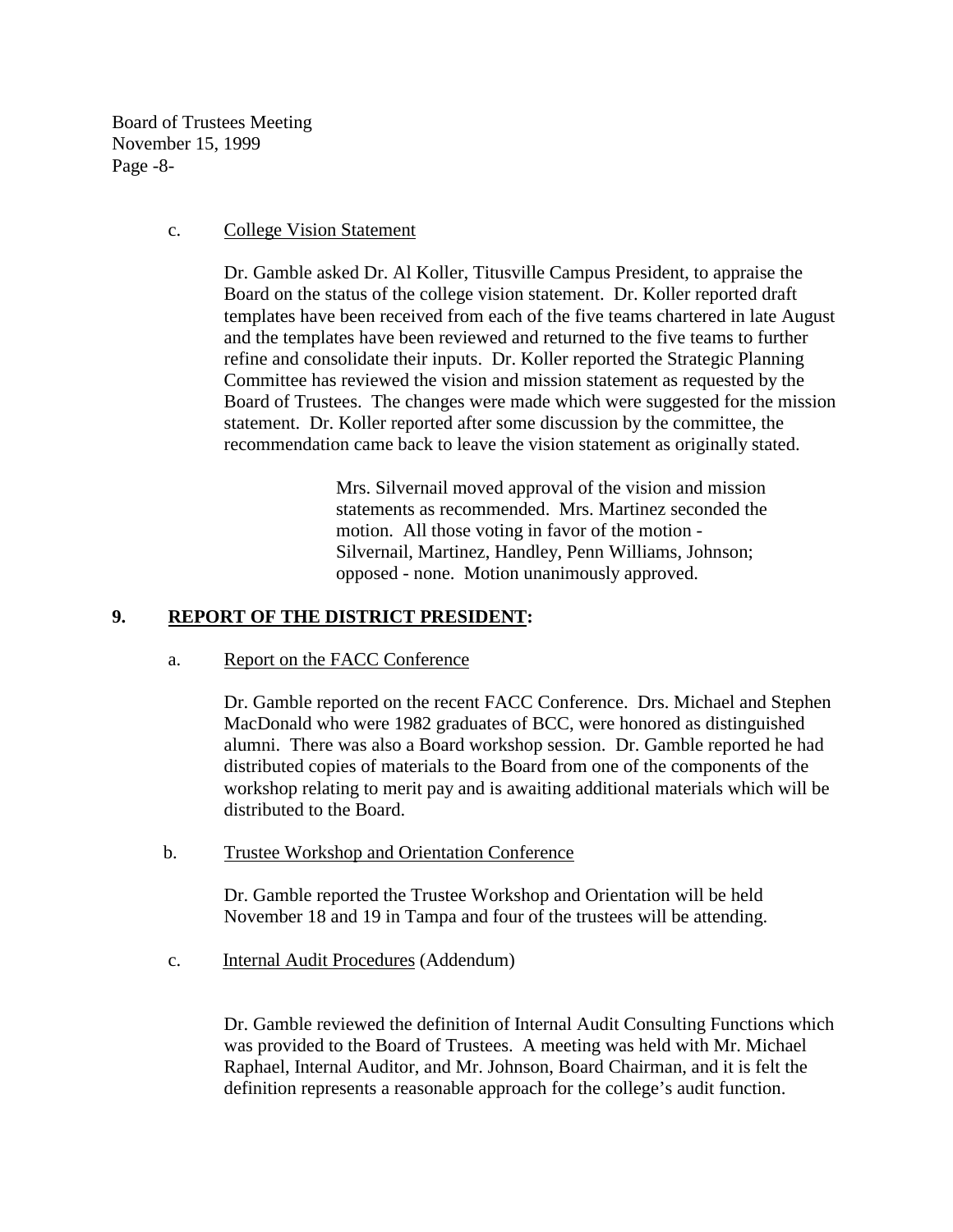c. College Vision Statement

Dr. Gamble asked Dr. Al Koller, Titusville Campus President, to appraise the Board on the status of the college vision statement. Dr. Koller reported draft templates have been received from each of the five teams chartered in late August and the templates have been reviewed and returned to the five teams to further refine and consolidate their inputs. Dr. Koller reported the Strategic Planning Committee has reviewed the vision and mission statement as requested by the Board of Trustees. The changes were made which were suggested for the mission statement. Dr. Koller reported after some discussion by the committee, the recommendation came back to leave the vision statement as originally stated.

> Mrs. Silvernail moved approval of the vision and mission statements as recommended. Mrs. Martinez seconded the motion. All those voting in favor of the motion - Silvernail, Martinez, Handley, Penn Williams, Johnson; opposed - none. Motion unanimously approved.

## 9. REPORT OF THE DISTRICT PRESIDENT:

a. Report on the FACC Conference

Dr. Gamble reported on the recent FACC Conference. Drs. Michael and Stephen MacDonald who were 1982 graduates of BCC, were honored as distinguished alumni. There was also a Board workshop session. Dr. Gamble reported he had distributed copies of materials to the Board from one of the components of the workshop relating to merit pay and is awaiting additional materials which will be distributed to the Board.

b. Trustee Workshop and Orientation Conference

Dr. Gamble reported the Trustee Workshop and Orientation will be held November 18 and 19 in Tampa and four of the trustees will be attending.

c. Internal Audit Procedures (Addendum)

Dr. Gamble reviewed the definition of Internal Audit Consulting Functions which was provided to the Board of Trustees. A meeting was held with Mr. Michael Raphael, Internal Auditor, and Mr. Johnson, Board Chairman, and it is felt the definition represents a reasonable approach for the college's audit function.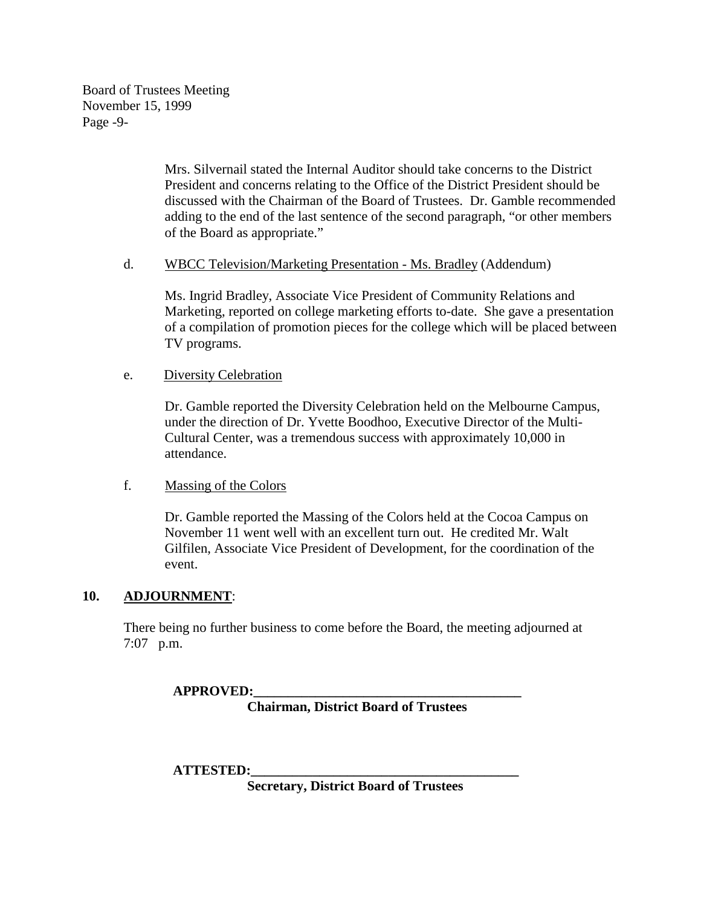Mrs. Silvernail stated the Internal Auditor should take concerns to the District President and concerns relating to the Office of the District President should be discussed with the Chairman of the Board of Trustees. Dr. Gamble recommended adding to the end of the last sentence of the second paragraph, "or other members of the Board as appropriate."

d. WBCC Television/Marketing Presentation - Ms. Bradley (Addendum)

Ms. Ingrid Bradley, Associate Vice President of Community Relations and Marketing, reported on college marketing efforts to-date. She gave a presentation of a compilation of promotion pieces for the college which will be placed between TV programs.

e. Diversity Celebration

Dr. Gamble reported the Diversity Celebration held on the Melbourne Campus, under the direction of Dr. Yvette Boodhoo, Executive Director of the Multi-Cultural Center, was a tremendous success with approximately 10,000 in attendance.

f. Massing of the Colors

Dr. Gamble reported the Massing of the Colors held at the Cocoa Campus on November 11 went well with an excellent turn out. He credited Mr. Walt Gilfilen, Associate Vice President of Development, for the coordination of the event.

**10. ADJOURNMENT**:

There being no further business to come before the Board, the meeting adjourned at 7:07 p.m.

**APPROVED:\_\_\_\_\_\_\_\_\_\_\_\_\_\_\_\_\_\_\_\_\_\_\_\_\_\_\_\_\_\_\_\_\_\_\_\_\_\_\_\_**
**Chairman, District Board of Trustees**

**ATTESTED:\_\_\_\_\_\_\_\_\_\_\_\_\_\_\_\_\_\_\_\_\_\_\_\_\_\_\_\_\_\_\_\_\_\_\_\_\_\_\_\_**
**Secretary, District Board of Trustees**